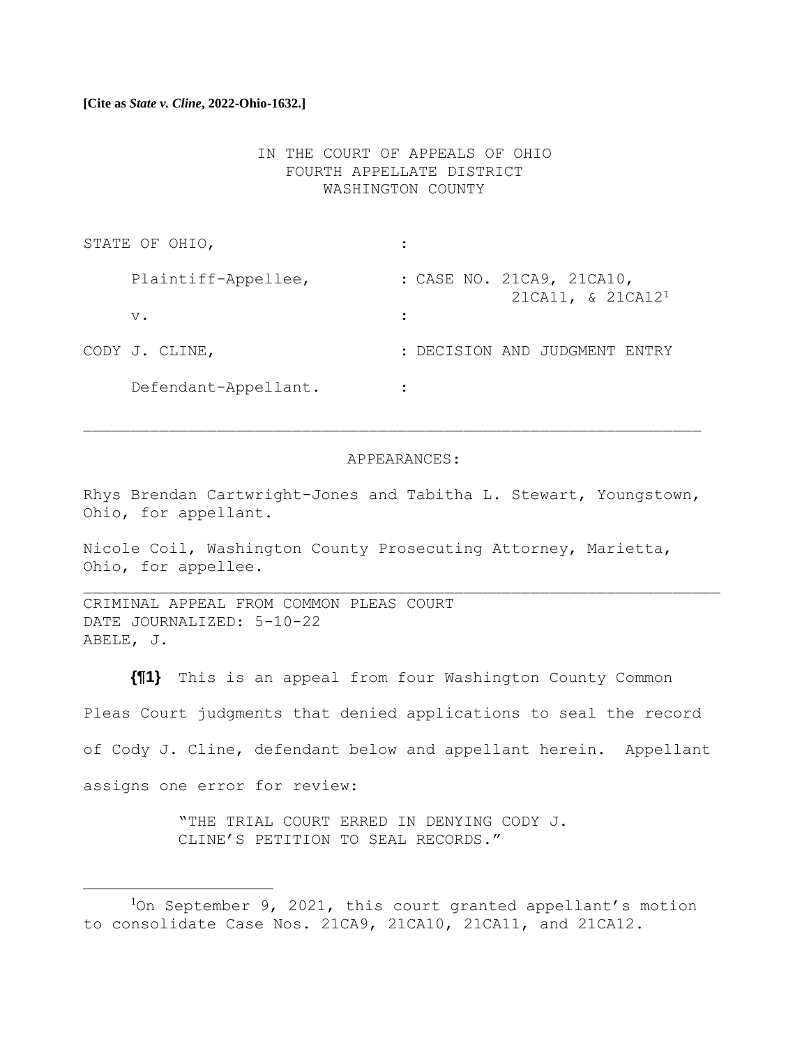**[Cite as *State v. Cline*, 2022-Ohio-1632.]**

IN THE COURT OF APPEALS OF OHIO
FOURTH APPELLATE DISTRICT
WASHINGTON COUNTY

| | |
|---|---|
| STATE OF OHIO, | : |
| Plaintiff-Appellee, | : CASE NO. 21CA9, 21CA10, 21CA11, & 21CA12[1] |
| v. | : |
| CODY J. CLINE, | : DECISION AND JUDGMENT ENTRY |
| Defendant-Appellant. | : |

---

APPEARANCES:

Rhys Brendan Cartwright-Jones and Tabitha L. Stewart, Youngstown, Ohio, for appellant.

Nicole Coil, Washington County Prosecuting Attorney, Marietta, Ohio, for appellee.

---

CRIMINAL APPEAL FROM COMMON PLEAS COURT
DATE JOURNALIZED: 5-10-22
ABELE, J.

**{¶1}** This is an appeal from four Washington County Common Pleas Court judgments that denied applications to seal the record of Cody J. Cline, defendant below and appellant herein. Appellant assigns one error for review:

> "THE TRIAL COURT ERRED IN DENYING CODY J. CLINE'S PETITION TO SEAL RECORDS."

---

[1] On September 9, 2021, this court granted appellant's motion to consolidate Case Nos. 21CA9, 21CA10, 21CA11, and 21CA12.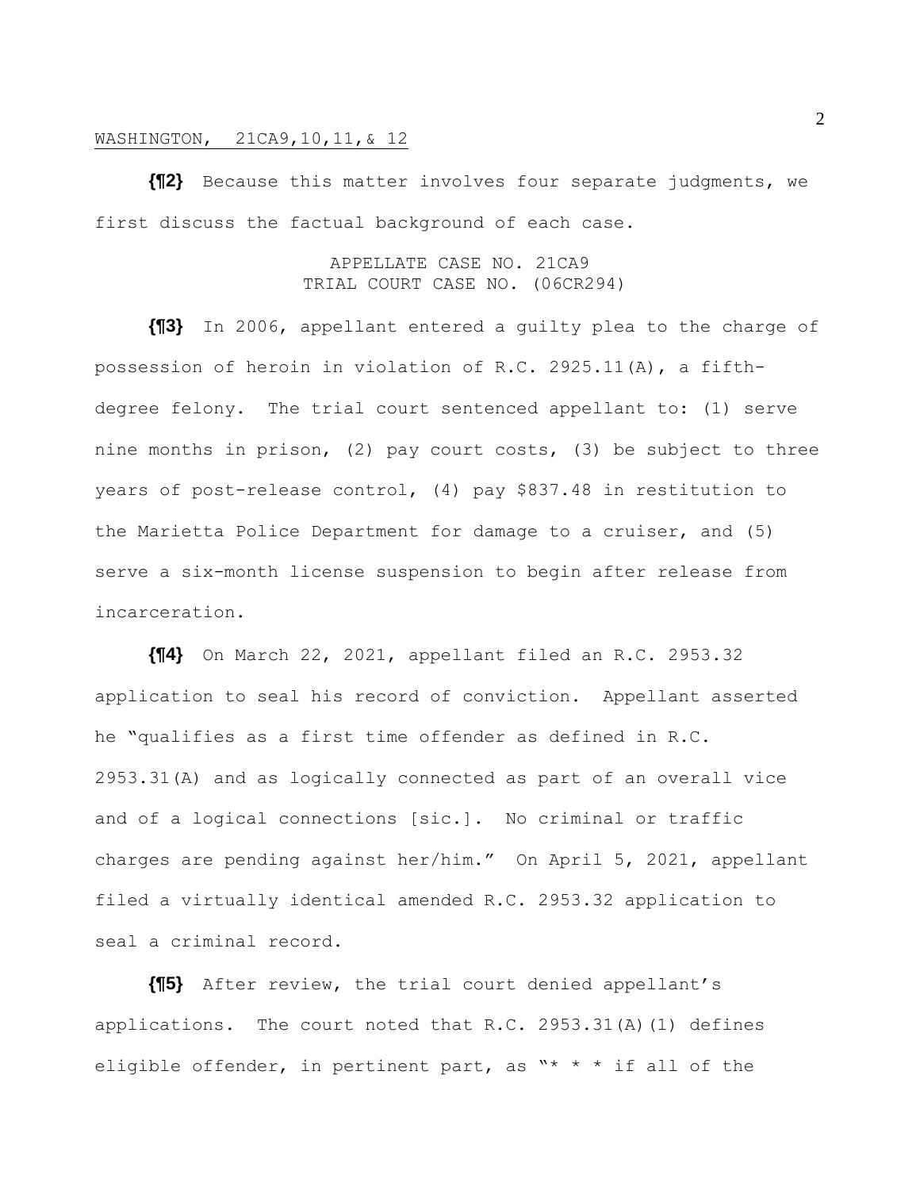**{¶2}** Because this matter involves four separate judgments, we first discuss the factual background of each case.

APPELLATE CASE NO. 21CA9
TRIAL COURT CASE NO. (06CR294)

**{¶3}** In 2006, appellant entered a guilty plea to the charge of possession of heroin in violation of R.C. 2925.11(A), a fifth-degree felony. The trial court sentenced appellant to: (1) serve nine months in prison, (2) pay court costs, (3) be subject to three years of post-release control, (4) pay $837.48 in restitution to the Marietta Police Department for damage to a cruiser, and (5) serve a six-month license suspension to begin after release from incarceration.

**{¶4}** On March 22, 2021, appellant filed an R.C. 2953.32 application to seal his record of conviction. Appellant asserted he "qualifies as a first time offender as defined in R.C. 2953.31(A) and as logically connected as part of an overall vice and of a logical connections [sic.]. No criminal or traffic charges are pending against her/him." On April 5, 2021, appellant filed a virtually identical amended R.C. 2953.32 application to seal a criminal record.

**{¶5}** After review, the trial court denied appellant's applications. The court noted that R.C. 2953.31(A)(1) defines eligible offender, in pertinent part, as "* * * if all of the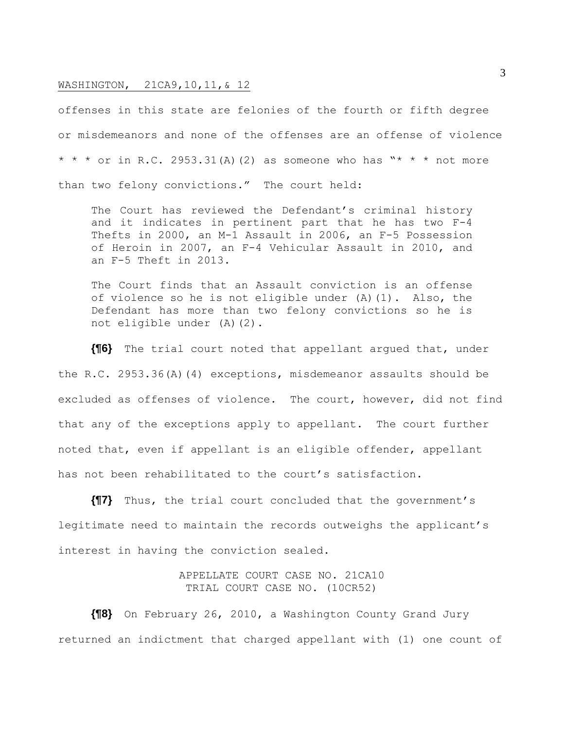offenses in this state are felonies of the fourth or fifth degree or misdemeanors and none of the offenses are an offense of violence * * * or in R.C. 2953.31(A)(2) as someone who has "* * * not more than two felony convictions." The court held:

> The Court has reviewed the Defendant's criminal history and it indicates in pertinent part that he has two F-4 Thefts in 2000, an M-1 Assault in 2006, an F-5 Possession of Heroin in 2007, an F-4 Vehicular Assault in 2010, and an F-5 Theft in 2013.
>
> The Court finds that an Assault conviction is an offense of violence so he is not eligible under (A)(1). Also, the Defendant has more than two felony convictions so he is not eligible under (A)(2).

**{¶6}** The trial court noted that appellant argued that, under the R.C. 2953.36(A)(4) exceptions, misdemeanor assaults should be excluded as offenses of violence. The court, however, did not find that any of the exceptions apply to appellant. The court further noted that, even if appellant is an eligible offender, appellant has not been rehabilitated to the court's satisfaction.

**{¶7}** Thus, the trial court concluded that the government's legitimate need to maintain the records outweighs the applicant's interest in having the conviction sealed.

APPELLATE COURT CASE NO. 21CA10
TRIAL COURT CASE NO. (10CR52)

**{¶8}** On February 26, 2010, a Washington County Grand Jury returned an indictment that charged appellant with (1) one count of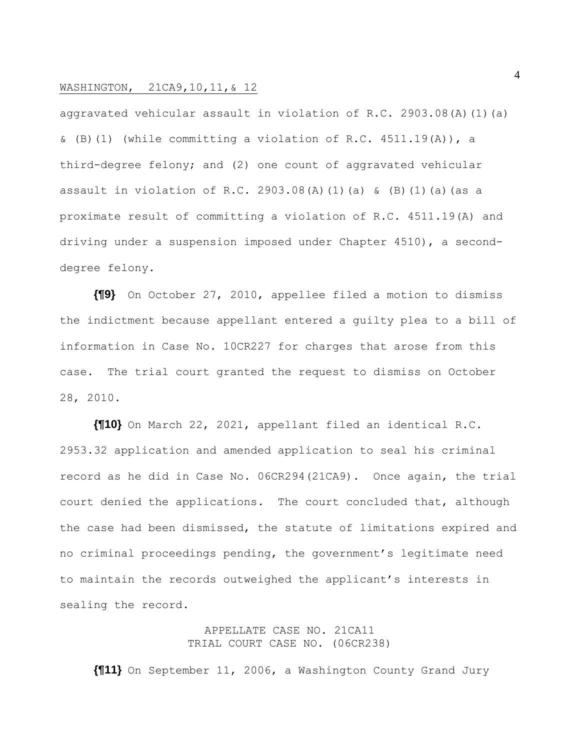aggravated vehicular assault in violation of R.C. 2903.08(A)(1)(a) & (B)(1) (while committing a violation of R.C. 4511.19(A)), a third-degree felony; and (2) one count of aggravated vehicular assault in violation of R.C. 2903.08(A)(1)(a) & (B)(1)(a)(as a proximate result of committing a violation of R.C. 4511.19(A) and driving under a suspension imposed under Chapter 4510), a second-degree felony.

**{¶9}** On October 27, 2010, appellee filed a motion to dismiss the indictment because appellant entered a guilty plea to a bill of information in Case No. 10CR227 for charges that arose from this case. The trial court granted the request to dismiss on October 28, 2010.

**{¶10}** On March 22, 2021, appellant filed an identical R.C. 2953.32 application and amended application to seal his criminal record as he did in Case No. 06CR294(21CA9). Once again, the trial court denied the applications. The court concluded that, although the case had been dismissed, the statute of limitations expired and no criminal proceedings pending, the government's legitimate need to maintain the records outweighed the applicant's interests in sealing the record.

APPELLATE CASE NO. 21CA11
TRIAL COURT CASE NO. (06CR238)

**{¶11}** On September 11, 2006, a Washington County Grand Jury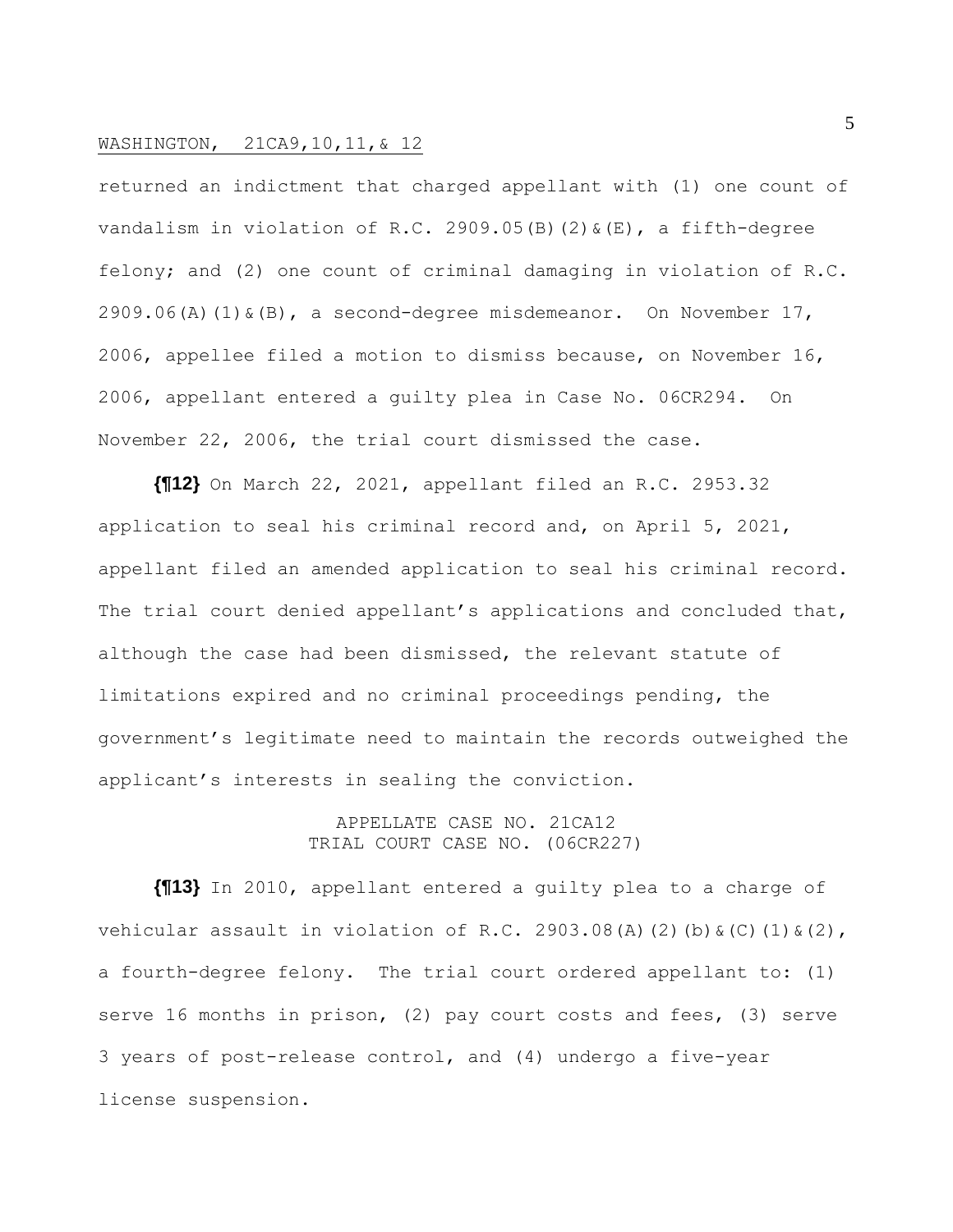returned an indictment that charged appellant with (1) one count of vandalism in violation of R.C. 2909.05(B)(2)&(E), a fifth-degree felony; and (2) one count of criminal damaging in violation of R.C. 2909.06(A)(1)&(B), a second-degree misdemeanor. On November 17, 2006, appellee filed a motion to dismiss because, on November 16, 2006, appellant entered a guilty plea in Case No. 06CR294. On November 22, 2006, the trial court dismissed the case.

**{¶12}** On March 22, 2021, appellant filed an R.C. 2953.32 application to seal his criminal record and, on April 5, 2021, appellant filed an amended application to seal his criminal record. The trial court denied appellant's applications and concluded that, although the case had been dismissed, the relevant statute of limitations expired and no criminal proceedings pending, the government's legitimate need to maintain the records outweighed the applicant's interests in sealing the conviction.

APPELLATE CASE NO. 21CA12
TRIAL COURT CASE NO. (06CR227)

**{¶13}** In 2010, appellant entered a guilty plea to a charge of vehicular assault in violation of R.C. 2903.08(A)(2)(b)&(C)(1)&(2), a fourth-degree felony. The trial court ordered appellant to: (1) serve 16 months in prison, (2) pay court costs and fees, (3) serve 3 years of post-release control, and (4) undergo a five-year license suspension.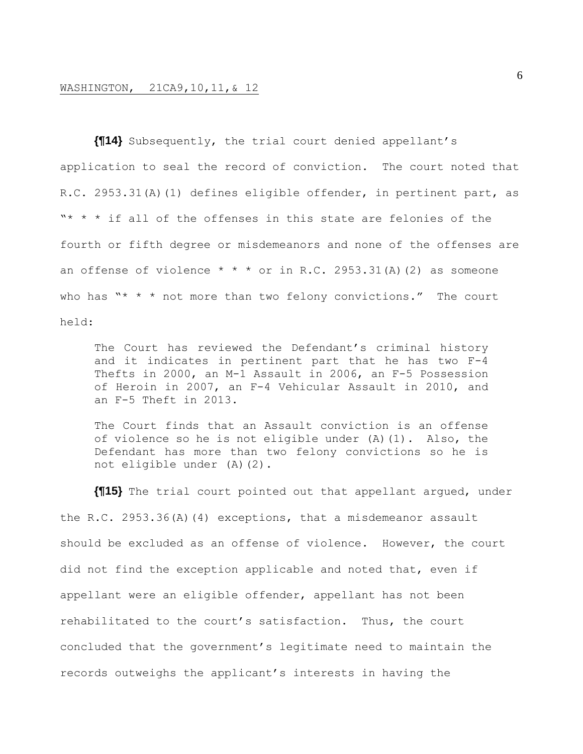**{¶14}** Subsequently, the trial court denied appellant's application to seal the record of conviction. The court noted that R.C. 2953.31(A)(1) defines eligible offender, in pertinent part, as "* * * if all of the offenses in this state are felonies of the fourth or fifth degree or misdemeanors and none of the offenses are an offense of violence * * * or in R.C. 2953.31(A)(2) as someone who has "* * * not more than two felony convictions." The court held:

> The Court has reviewed the Defendant's criminal history and it indicates in pertinent part that he has two F-4 Thefts in 2000, an M-1 Assault in 2006, an F-5 Possession of Heroin in 2007, an F-4 Vehicular Assault in 2010, and an F-5 Theft in 2013.
>
> The Court finds that an Assault conviction is an offense of violence so he is not eligible under (A)(1). Also, the Defendant has more than two felony convictions so he is not eligible under (A)(2).

**{¶15}** The trial court pointed out that appellant argued, under the R.C. 2953.36(A)(4) exceptions, that a misdemeanor assault should be excluded as an offense of violence. However, the court did not find the exception applicable and noted that, even if appellant were an eligible offender, appellant has not been rehabilitated to the court's satisfaction. Thus, the court concluded that the government's legitimate need to maintain the records outweighs the applicant's interests in having the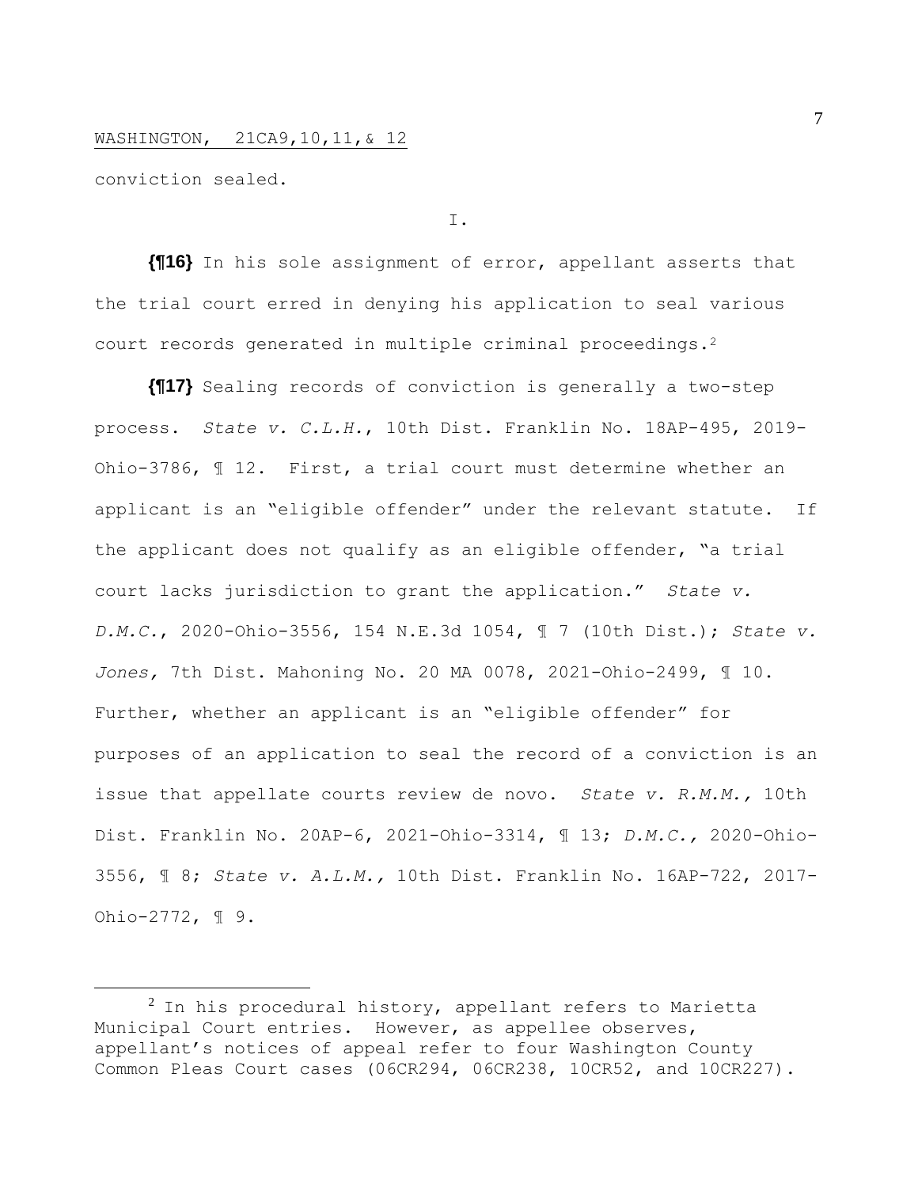conviction sealed.

I.

**{¶16}** In his sole assignment of error, appellant asserts that the trial court erred in denying his application to seal various court records generated in multiple criminal proceedings.[2]

**{¶17}** Sealing records of conviction is generally a two-step process. *State v. C.L.H.*, 10th Dist. Franklin No. 18AP-495, 2019-Ohio-3786, ¶ 12. First, a trial court must determine whether an applicant is an "eligible offender" under the relevant statute. If the applicant does not qualify as an eligible offender, "a trial court lacks jurisdiction to grant the application." *State v. D.M.C.*, 2020-Ohio-3556, 154 N.E.3d 1054, ¶ 7 (10th Dist.); *State v. Jones,* 7th Dist. Mahoning No. 20 MA 0078, 2021-Ohio-2499, ¶ 10. Further, whether an applicant is an "eligible offender" for purposes of an application to seal the record of a conviction is an issue that appellate courts review de novo. *State v. R.M.M.,* 10th Dist. Franklin No. 20AP-6, 2021-Ohio-3314, ¶ 13; *D.M.C.,* 2020-Ohio-3556, ¶ 8; *State v. A.L.M.,* 10th Dist. Franklin No. 16AP-722, 2017-Ohio-2772, ¶ 9.

[2] In his procedural history, appellant refers to Marietta Municipal Court entries. However, as appellee observes, appellant's notices of appeal refer to four Washington County Common Pleas Court cases (06CR294, 06CR238, 10CR52, and 10CR227).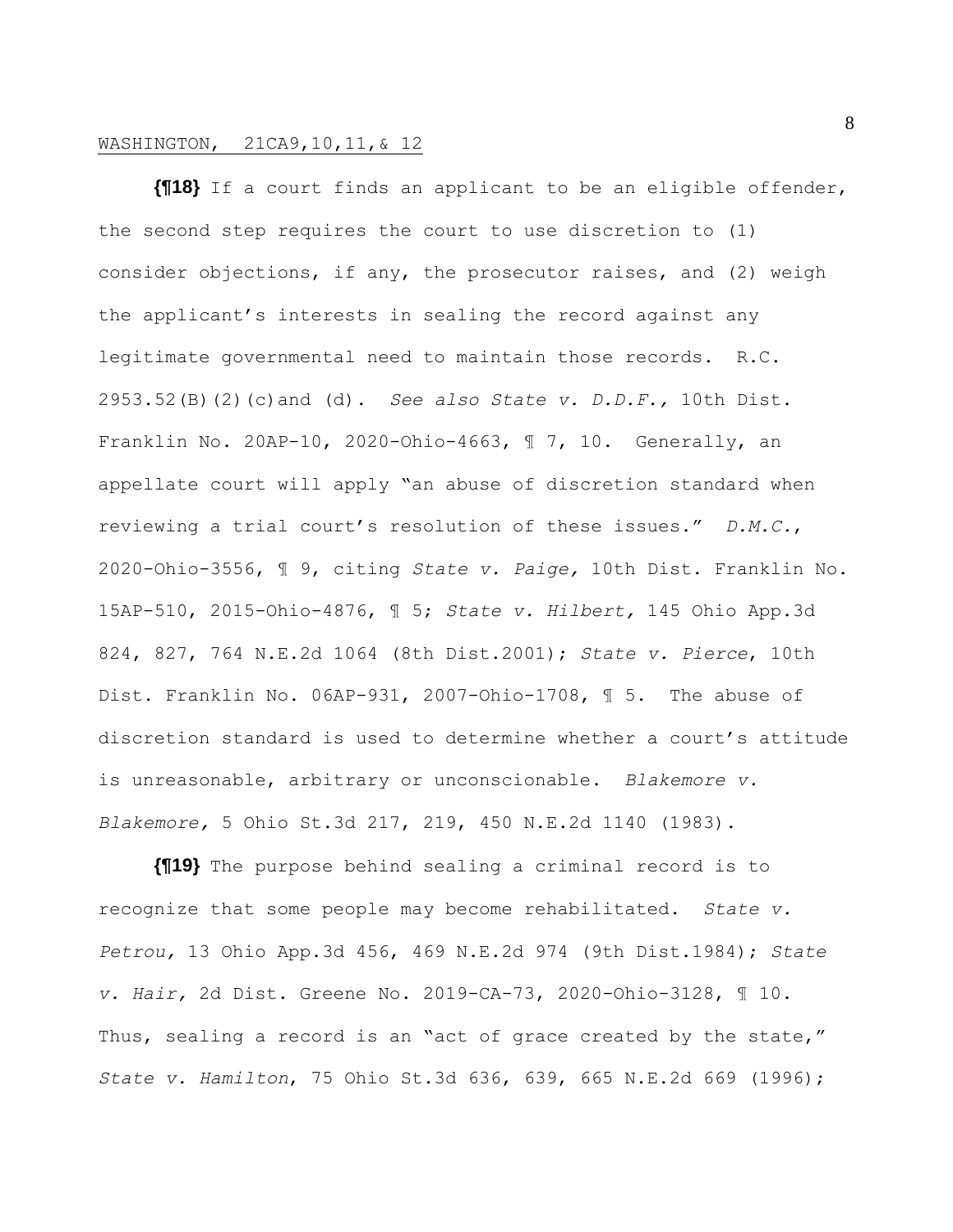**{¶18}** If a court finds an applicant to be an eligible offender, the second step requires the court to use discretion to (1) consider objections, if any, the prosecutor raises, and (2) weigh the applicant's interests in sealing the record against any legitimate governmental need to maintain those records. R.C. 2953.52(B)(2)(c)and (d). *See also State v. D.D.F.,* 10th Dist. Franklin No. 20AP-10, 2020-Ohio-4663, ¶ 7, 10. Generally, an appellate court will apply "an abuse of discretion standard when reviewing a trial court's resolution of these issues." *D.M.C.*, 2020-Ohio-3556, ¶ 9, citing *State v. Paige,* 10th Dist. Franklin No. 15AP-510, 2015-Ohio-4876, ¶ 5; *State v. Hilbert,* 145 Ohio App.3d 824, 827, 764 N.E.2d 1064 (8th Dist.2001); *State v. Pierce*, 10th Dist. Franklin No. 06AP-931, 2007-Ohio-1708, ¶ 5. The abuse of discretion standard is used to determine whether a court's attitude is unreasonable, arbitrary or unconscionable. *Blakemore v. Blakemore,* 5 Ohio St.3d 217, 219, 450 N.E.2d 1140 (1983).

**{¶19}** The purpose behind sealing a criminal record is to recognize that some people may become rehabilitated. *State v. Petrou,* 13 Ohio App.3d 456, 469 N.E.2d 974 (9th Dist.1984); *State v. Hair,* 2d Dist. Greene No. 2019-CA-73, 2020-Ohio-3128, ¶ 10. Thus, sealing a record is an "act of grace created by the state," *State v. Hamilton*, 75 Ohio St.3d 636, 639, 665 N.E.2d 669 (1996);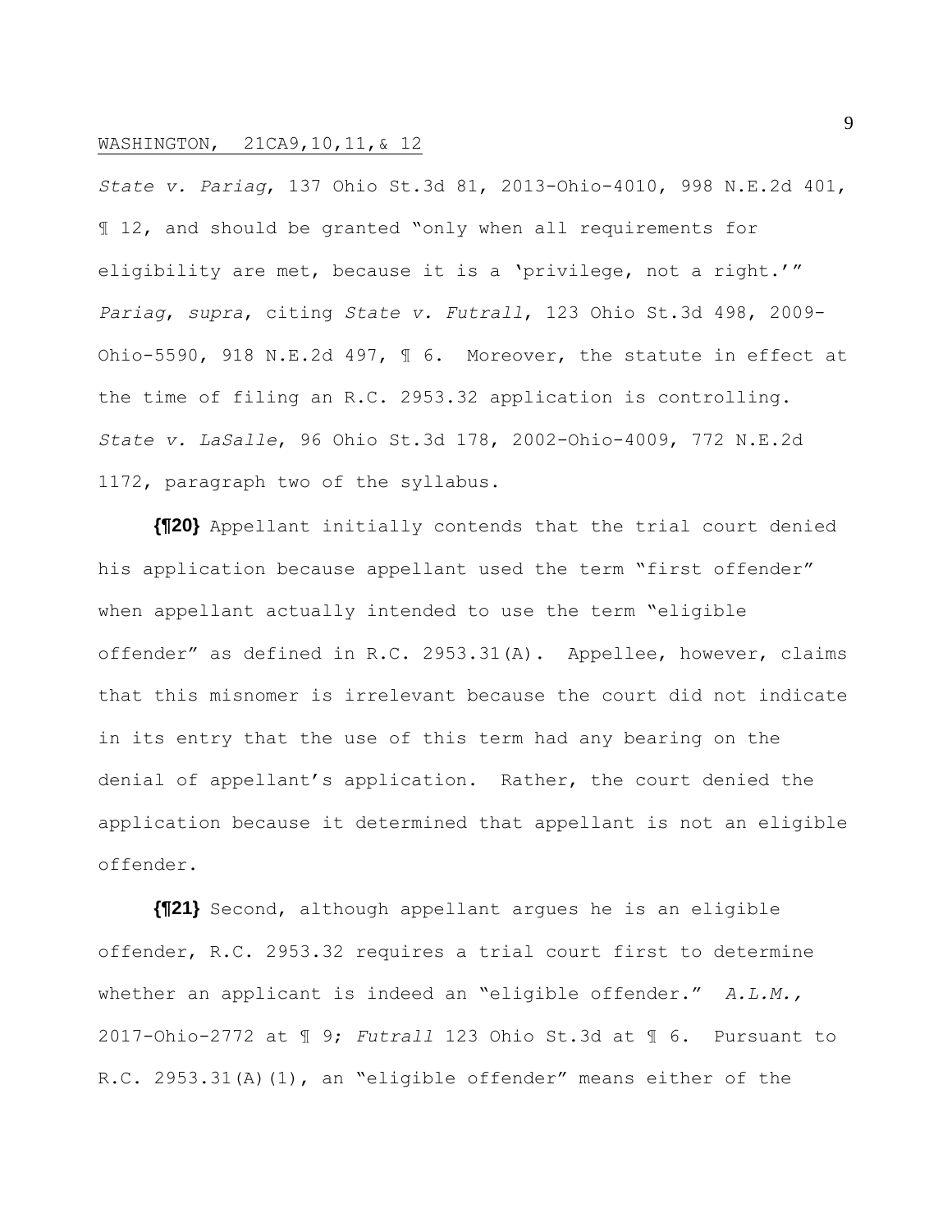*State v. Pariag*, 137 Ohio St.3d 81, 2013-Ohio-4010, 998 N.E.2d 401, ¶ 12, and should be granted "only when all requirements for eligibility are met, because it is a 'privilege, not a right.'" *Pariag*, *supra*, citing *State v. Futrall*, 123 Ohio St.3d 498, 2009-Ohio-5590, 918 N.E.2d 497, ¶ 6. Moreover, the statute in effect at the time of filing an R.C. 2953.32 application is controlling. *State v. LaSalle*, 96 Ohio St.3d 178, 2002-Ohio-4009, 772 N.E.2d 1172, paragraph two of the syllabus.

**{¶20}** Appellant initially contends that the trial court denied his application because appellant used the term "first offender" when appellant actually intended to use the term "eligible offender" as defined in R.C. 2953.31(A). Appellee, however, claims that this misnomer is irrelevant because the court did not indicate in its entry that the use of this term had any bearing on the denial of appellant's application. Rather, the court denied the application because it determined that appellant is not an eligible offender.

**{¶21}** Second, although appellant argues he is an eligible offender, R.C. 2953.32 requires a trial court first to determine whether an applicant is indeed an "eligible offender." *A.L.M.*, 2017-Ohio-2772 at ¶ 9; *Futrall* 123 Ohio St.3d at ¶ 6. Pursuant to R.C. 2953.31(A)(1), an "eligible offender" means either of the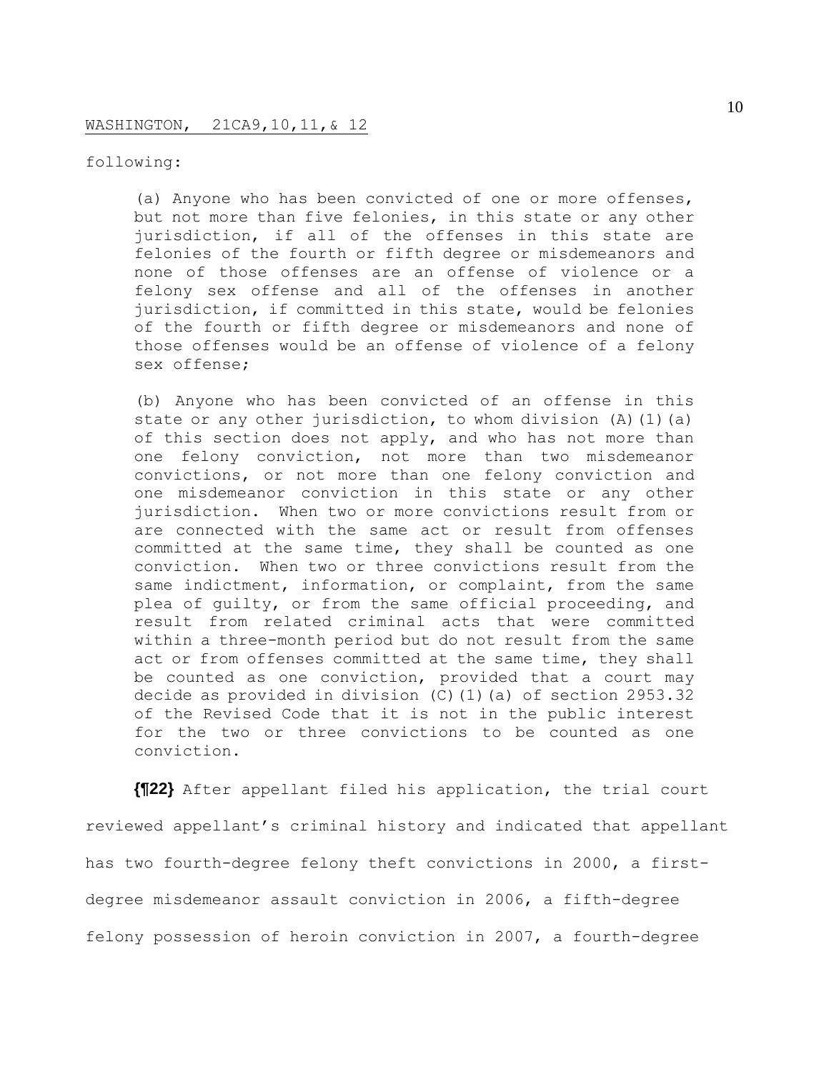following:

> (a) Anyone who has been convicted of one or more offenses, but not more than five felonies, in this state or any other jurisdiction, if all of the offenses in this state are felonies of the fourth or fifth degree or misdemeanors and none of those offenses are an offense of violence or a felony sex offense and all of the offenses in another jurisdiction, if committed in this state, would be felonies of the fourth or fifth degree or misdemeanors and none of those offenses would be an offense of violence of a felony sex offense;
>
> (b) Anyone who has been convicted of an offense in this state or any other jurisdiction, to whom division (A)(1)(a) of this section does not apply, and who has not more than one felony conviction, not more than two misdemeanor convictions, or not more than one felony conviction and one misdemeanor conviction in this state or any other jurisdiction. When two or more convictions result from or are connected with the same act or result from offenses committed at the same time, they shall be counted as one conviction. When two or three convictions result from the same indictment, information, or complaint, from the same plea of guilty, or from the same official proceeding, and result from related criminal acts that were committed within a three-month period but do not result from the same act or from offenses committed at the same time, they shall be counted as one conviction, provided that a court may decide as provided in division (C)(1)(a) of section 2953.32 of the Revised Code that it is not in the public interest for the two or three convictions to be counted as one conviction.

**{¶22}** After appellant filed his application, the trial court reviewed appellant's criminal history and indicated that appellant has two fourth-degree felony theft convictions in 2000, a first-degree misdemeanor assault conviction in 2006, a fifth-degree felony possession of heroin conviction in 2007, a fourth-degree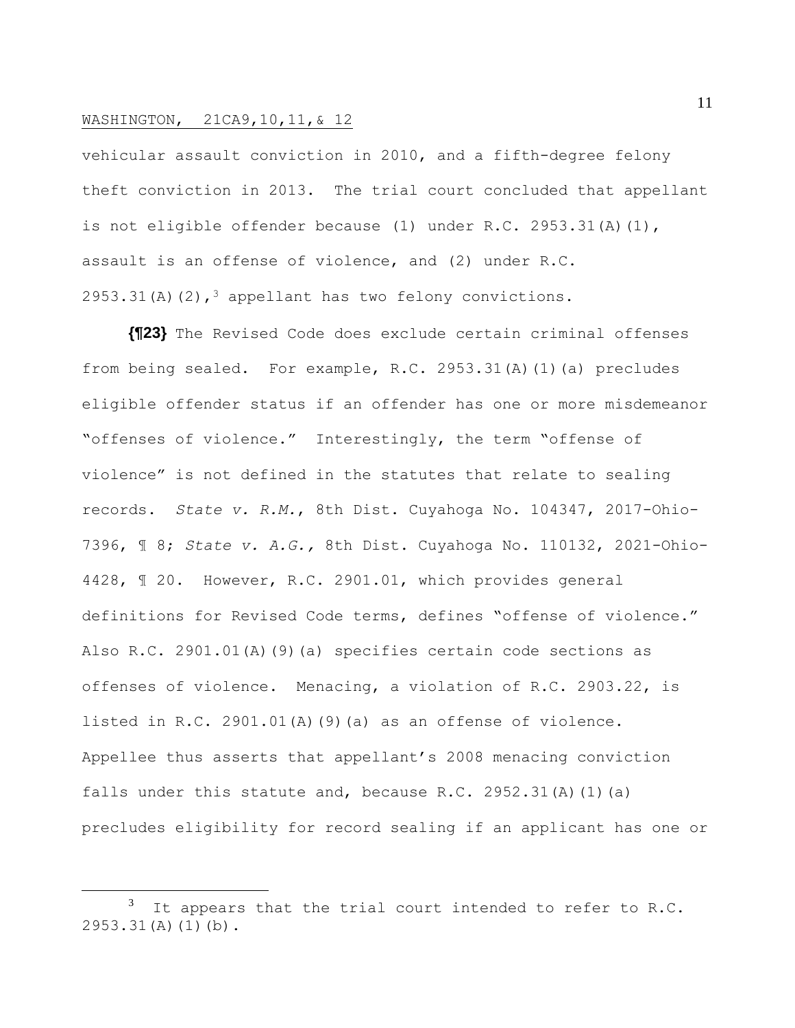vehicular assault conviction in 2010, and a fifth-degree felony theft conviction in 2013. The trial court concluded that appellant is not eligible offender because (1) under R.C. 2953.31(A)(1), assault is an offense of violence, and (2) under R.C. 2953.31(A)(2),[3] appellant has two felony convictions.

**{¶23}** The Revised Code does exclude certain criminal offenses from being sealed. For example, R.C. 2953.31(A)(1)(a) precludes eligible offender status if an offender has one or more misdemeanor "offenses of violence." Interestingly, the term "offense of violence" is not defined in the statutes that relate to sealing records. *State v. R.M.*, 8th Dist. Cuyahoga No. 104347, 2017-Ohio-7396, ¶ 8; *State v. A.G.,* 8th Dist. Cuyahoga No. 110132, 2021-Ohio-4428, ¶ 20. However, R.C. 2901.01, which provides general definitions for Revised Code terms, defines "offense of violence." Also R.C. 2901.01(A)(9)(a) specifies certain code sections as offenses of violence. Menacing, a violation of R.C. 2903.22, is listed in R.C. 2901.01(A)(9)(a) as an offense of violence. Appellee thus asserts that appellant's 2008 menacing conviction falls under this statute and, because R.C. 2952.31(A)(1)(a) precludes eligibility for record sealing if an applicant has one or

---

[3] It appears that the trial court intended to refer to R.C. 2953.31(A)(1)(b).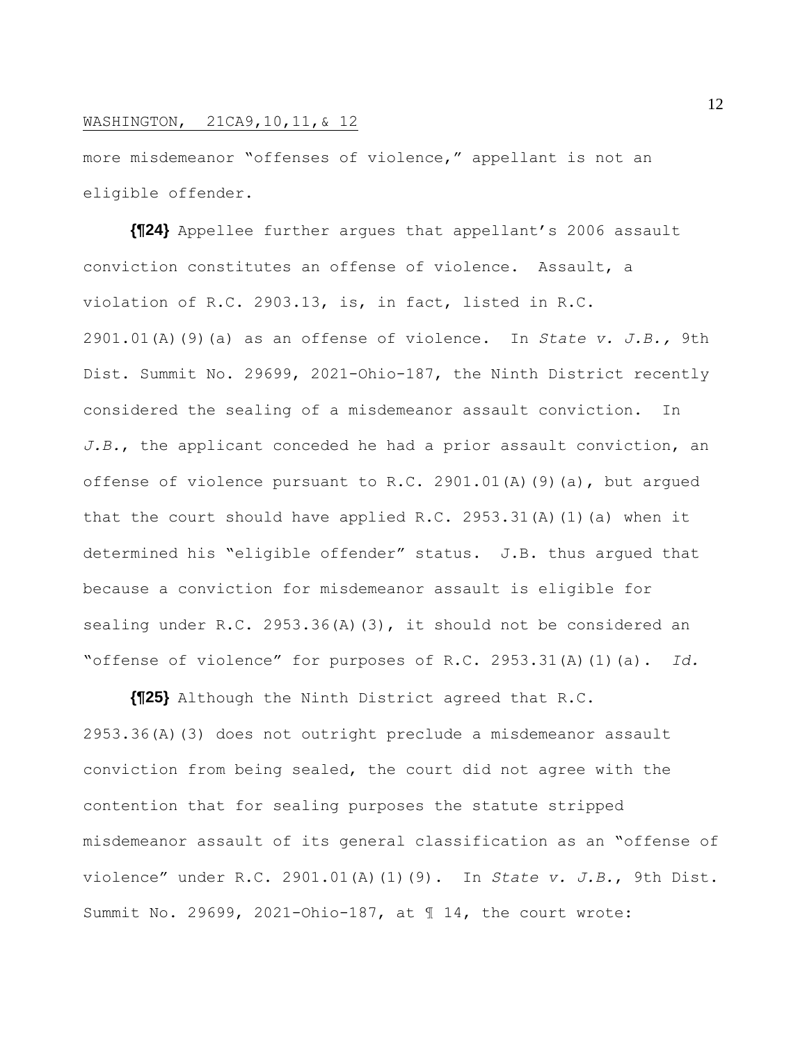more misdemeanor "offenses of violence," appellant is not an eligible offender.

**{¶24}** Appellee further argues that appellant's 2006 assault conviction constitutes an offense of violence. Assault, a violation of R.C. 2903.13, is, in fact, listed in R.C. 2901.01(A)(9)(a) as an offense of violence. In *State v. J.B.,* 9th Dist. Summit No. 29699, 2021-Ohio-187, the Ninth District recently considered the sealing of a misdemeanor assault conviction. In *J.B.*, the applicant conceded he had a prior assault conviction, an offense of violence pursuant to R.C. 2901.01(A)(9)(a), but argued that the court should have applied R.C. 2953.31(A)(1)(a) when it determined his "eligible offender" status. J.B. thus argued that because a conviction for misdemeanor assault is eligible for sealing under R.C. 2953.36(A)(3), it should not be considered an "offense of violence" for purposes of R.C. 2953.31(A)(1)(a). *Id.*

**{¶25}** Although the Ninth District agreed that R.C. 2953.36(A)(3) does not outright preclude a misdemeanor assault conviction from being sealed, the court did not agree with the contention that for sealing purposes the statute stripped misdemeanor assault of its general classification as an "offense of violence" under R.C. 2901.01(A)(1)(9). In *State v. J.B.*, 9th Dist. Summit No. 29699, 2021-Ohio-187, at ¶ 14, the court wrote: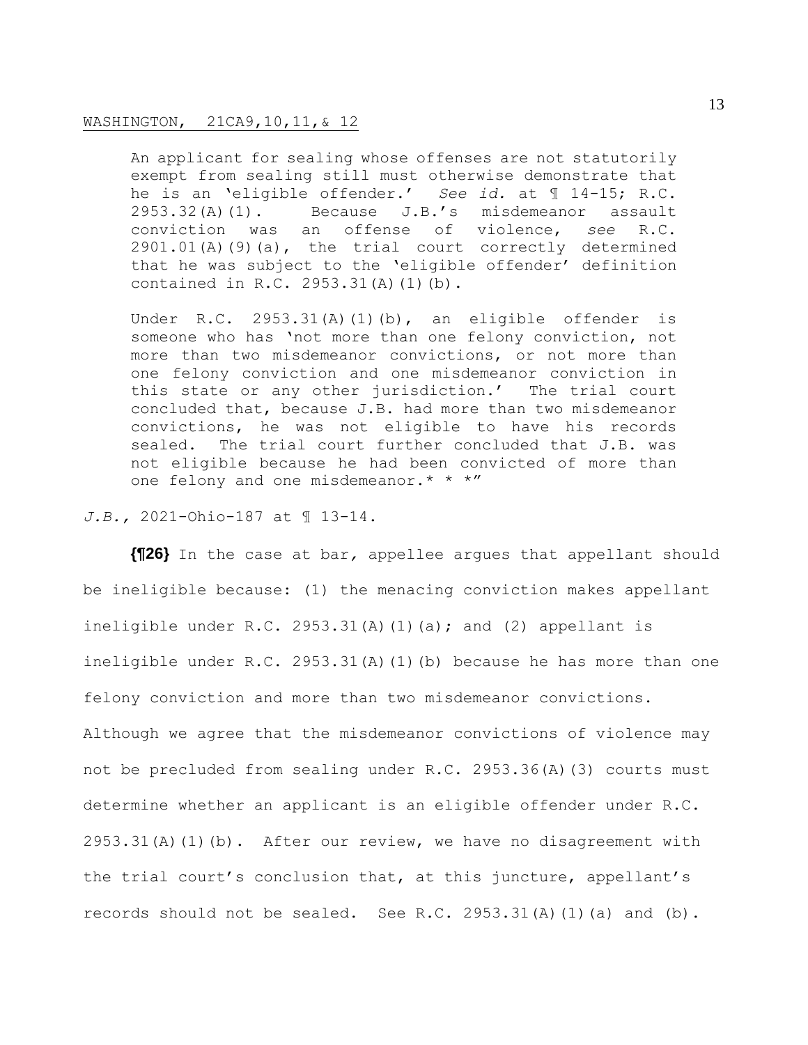> An applicant for sealing whose offenses are not statutorily exempt from sealing still must otherwise demonstrate that he is an 'eligible offender.' *See id.* at ¶ 14-15; R.C. 2953.32(A)(1). Because J.B.'s misdemeanor assault conviction was an offense of violence, *see* R.C. 2901.01(A)(9)(a), the trial court correctly determined that he was subject to the 'eligible offender' definition contained in R.C. 2953.31(A)(1)(b).
>
> Under R.C. 2953.31(A)(1)(b), an eligible offender is someone who has 'not more than one felony conviction, not more than two misdemeanor convictions, or not more than one felony conviction and one misdemeanor conviction in this state or any other jurisdiction.' The trial court concluded that, because J.B. had more than two misdemeanor convictions, he was not eligible to have his records sealed. The trial court further concluded that J.B. was not eligible because he had been convicted of more than one felony and one misdemeanor.* * *"

*J.B.*, 2021-Ohio-187 at ¶ 13-14.

**{¶26}** In the case at bar, appellee argues that appellant should be ineligible because: (1) the menacing conviction makes appellant ineligible under R.C. 2953.31(A)(1)(a); and (2) appellant is ineligible under R.C. 2953.31(A)(1)(b) because he has more than one felony conviction and more than two misdemeanor convictions. Although we agree that the misdemeanor convictions of violence may not be precluded from sealing under R.C. 2953.36(A)(3) courts must determine whether an applicant is an eligible offender under R.C. 2953.31(A)(1)(b). After our review, we have no disagreement with the trial court's conclusion that, at this juncture, appellant's records should not be sealed. See R.C. 2953.31(A)(1)(a) and (b).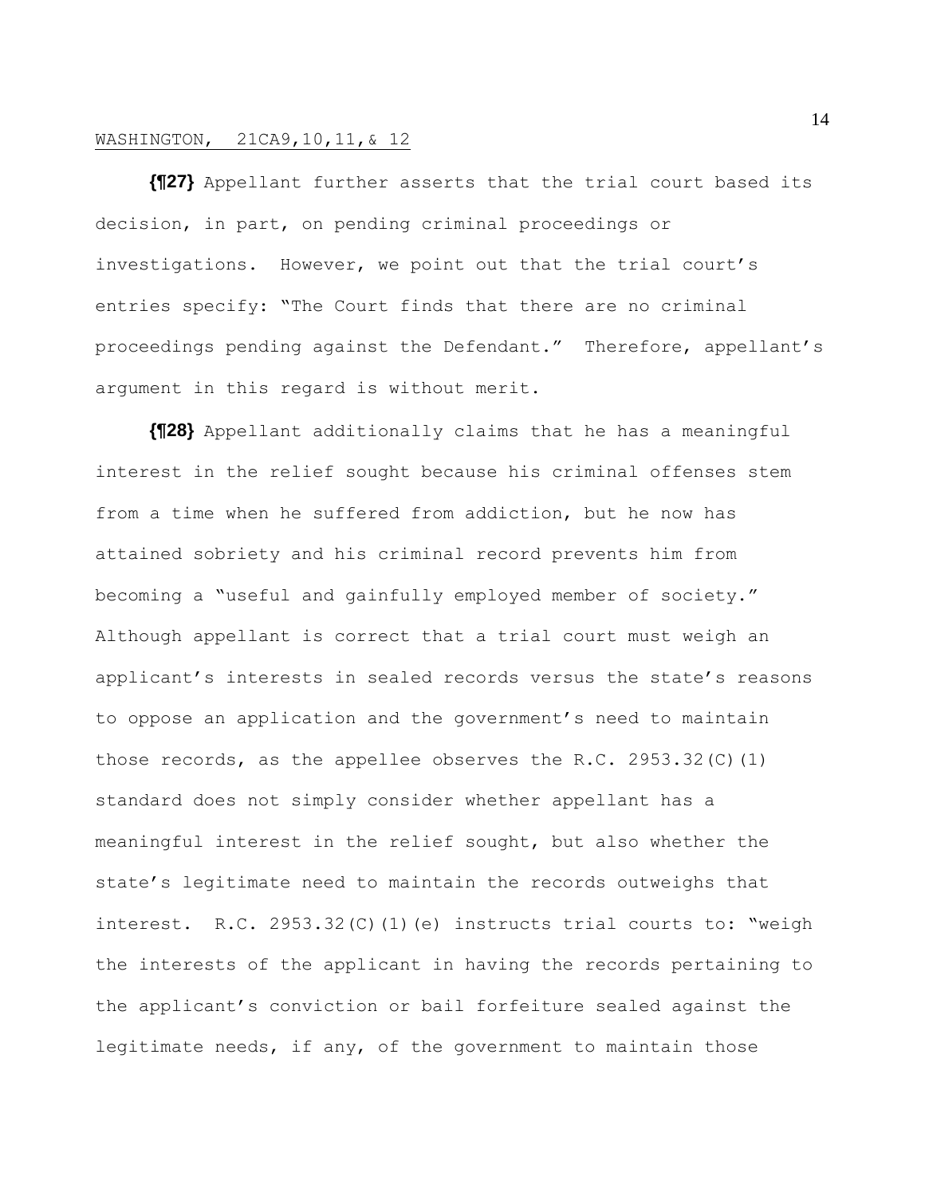**{¶27}** Appellant further asserts that the trial court based its decision, in part, on pending criminal proceedings or investigations. However, we point out that the trial court's entries specify: "The Court finds that there are no criminal proceedings pending against the Defendant." Therefore, appellant's argument in this regard is without merit.

**{¶28}** Appellant additionally claims that he has a meaningful interest in the relief sought because his criminal offenses stem from a time when he suffered from addiction, but he now has attained sobriety and his criminal record prevents him from becoming a "useful and gainfully employed member of society." Although appellant is correct that a trial court must weigh an applicant's interests in sealed records versus the state's reasons to oppose an application and the government's need to maintain those records, as the appellee observes the R.C. 2953.32(C)(1) standard does not simply consider whether appellant has a meaningful interest in the relief sought, but also whether the state's legitimate need to maintain the records outweighs that interest. R.C. 2953.32(C)(1)(e) instructs trial courts to: "weigh the interests of the applicant in having the records pertaining to the applicant's conviction or bail forfeiture sealed against the legitimate needs, if any, of the government to maintain those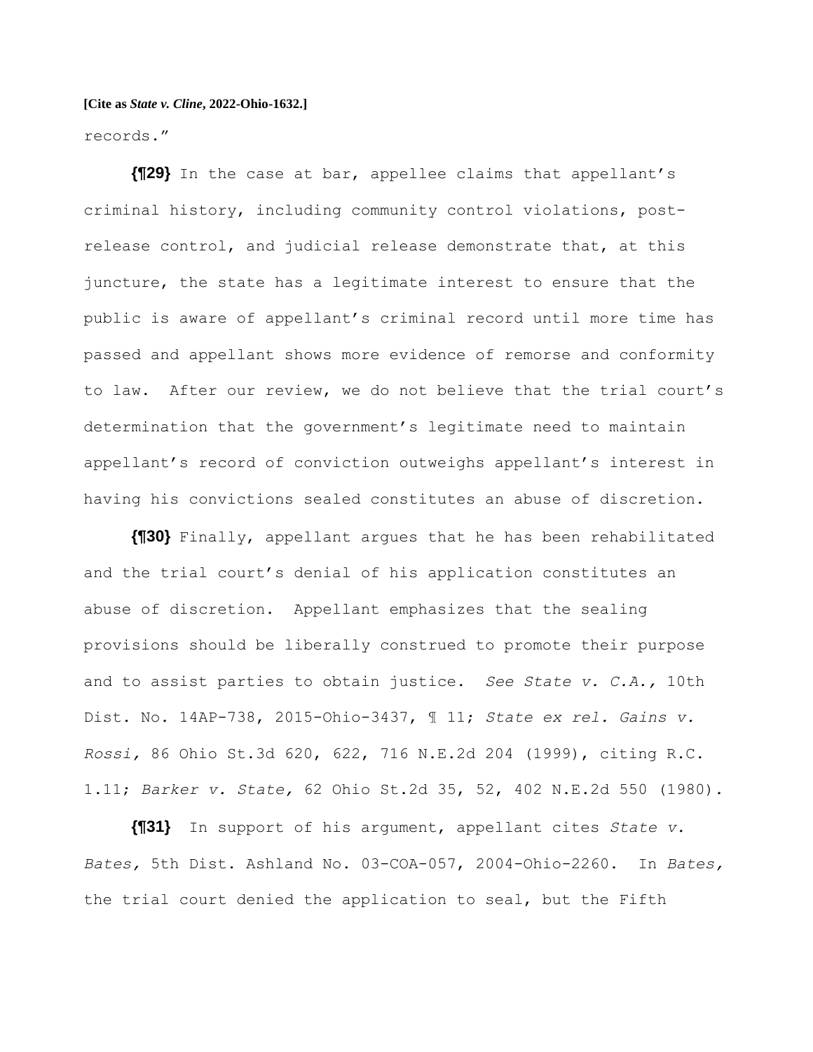records."

**{¶29}** In the case at bar, appellee claims that appellant's criminal history, including community control violations, post-release control, and judicial release demonstrate that, at this juncture, the state has a legitimate interest to ensure that the public is aware of appellant's criminal record until more time has passed and appellant shows more evidence of remorse and conformity to law. After our review, we do not believe that the trial court's determination that the government's legitimate need to maintain appellant's record of conviction outweighs appellant's interest in having his convictions sealed constitutes an abuse of discretion.

**{¶30}** Finally, appellant argues that he has been rehabilitated and the trial court's denial of his application constitutes an abuse of discretion. Appellant emphasizes that the sealing provisions should be liberally construed to promote their purpose and to assist parties to obtain justice. *See State v. C.A.,* 10th Dist. No. 14AP-738, 2015-Ohio-3437, ¶ 11; *State ex rel. Gains v. Rossi,* 86 Ohio St.3d 620, 622, 716 N.E.2d 204 (1999), citing R.C. 1.11; *Barker v. State,* 62 Ohio St.2d 35, 52, 402 N.E.2d 550 (1980).

**{¶31}** In support of his argument, appellant cites *State v. Bates,* 5th Dist. Ashland No. 03-COA-057, 2004-Ohio-2260. In *Bates,* the trial court denied the application to seal, but the Fifth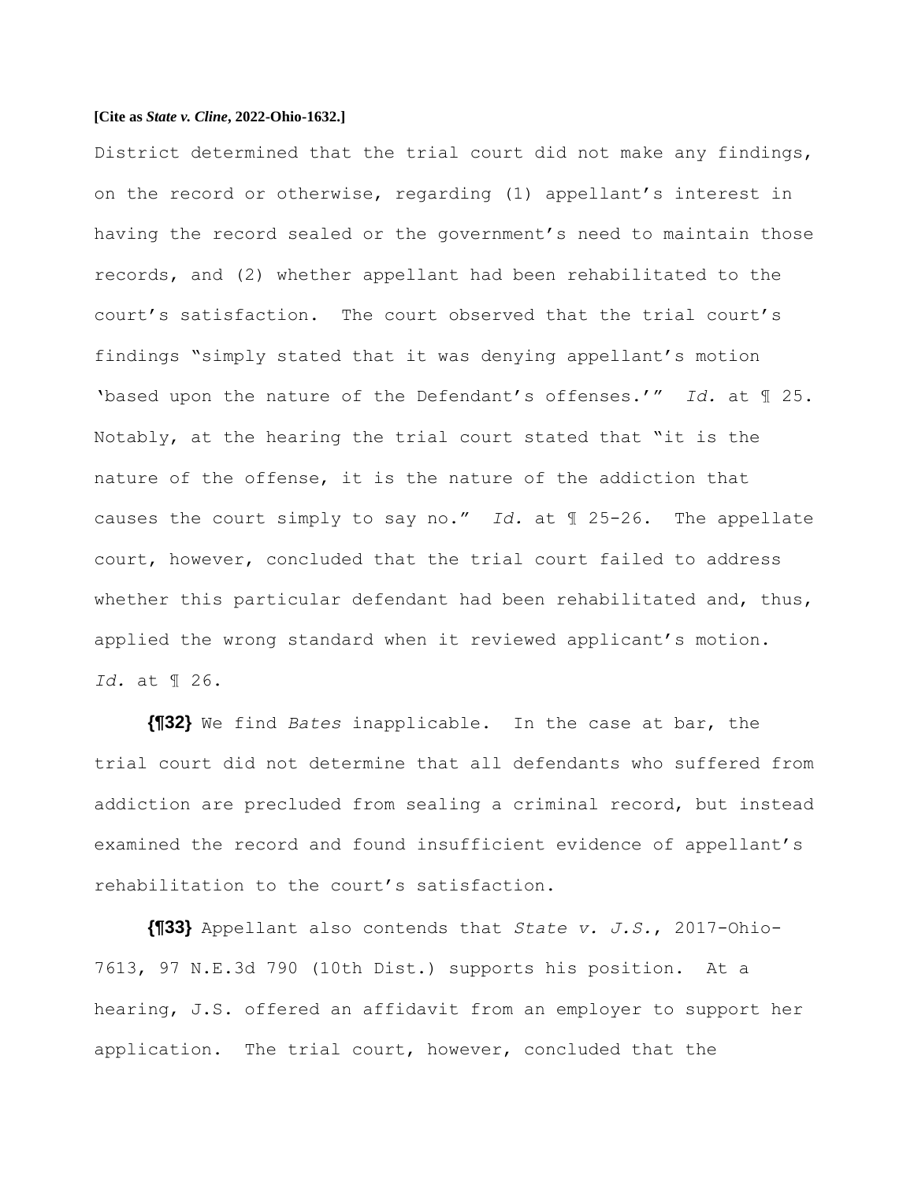District determined that the trial court did not make any findings, on the record or otherwise, regarding (1) appellant's interest in having the record sealed or the government's need to maintain those records, and (2) whether appellant had been rehabilitated to the court's satisfaction. The court observed that the trial court's findings "simply stated that it was denying appellant's motion 'based upon the nature of the Defendant's offenses.'" *Id.* at ¶ 25. Notably, at the hearing the trial court stated that "it is the nature of the offense, it is the nature of the addiction that causes the court simply to say no." *Id.* at ¶ 25-26. The appellate court, however, concluded that the trial court failed to address whether this particular defendant had been rehabilitated and, thus, applied the wrong standard when it reviewed applicant's motion. *Id.* at ¶ 26.

**{¶32}** We find *Bates* inapplicable. In the case at bar, the trial court did not determine that all defendants who suffered from addiction are precluded from sealing a criminal record, but instead examined the record and found insufficient evidence of appellant's rehabilitation to the court's satisfaction.

**{¶33}** Appellant also contends that *State v. J.S.*, 2017-Ohio-7613, 97 N.E.3d 790 (10th Dist.) supports his position. At a hearing, J.S. offered an affidavit from an employer to support her application. The trial court, however, concluded that the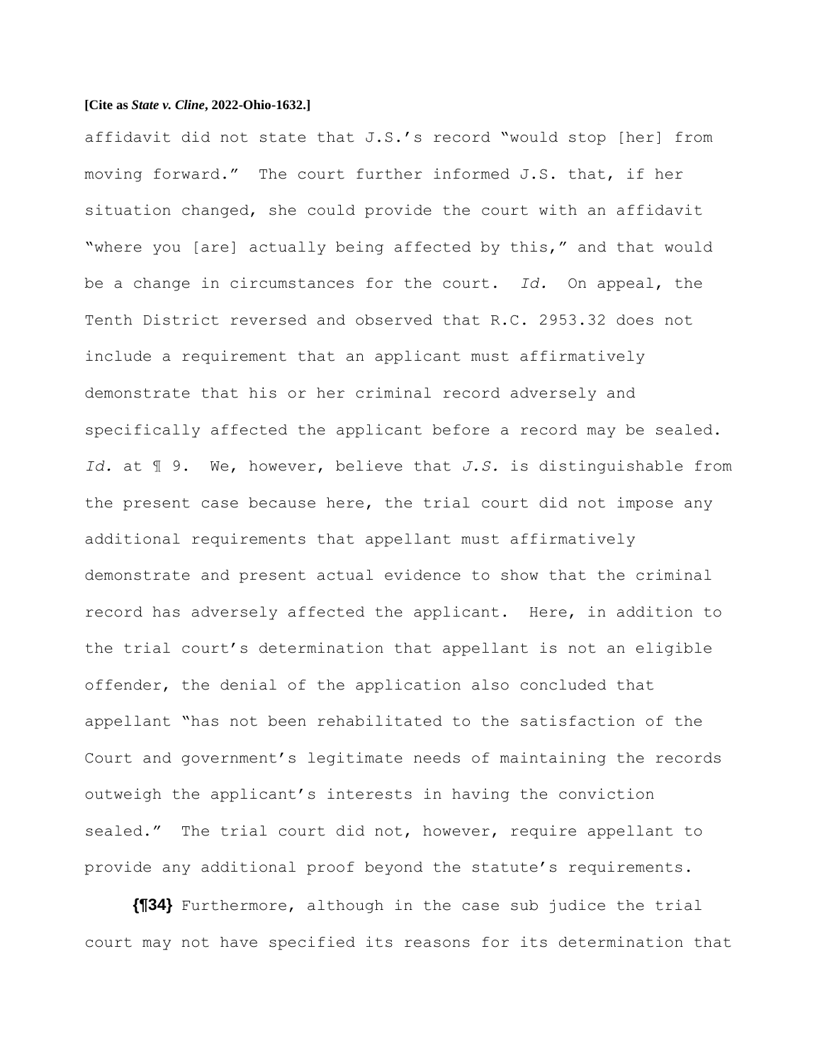affidavit did not state that J.S.'s record "would stop [her] from moving forward." The court further informed J.S. that, if her situation changed, she could provide the court with an affidavit "where you [are] actually being affected by this," and that would be a change in circumstances for the court. *Id.* On appeal, the Tenth District reversed and observed that R.C. 2953.32 does not include a requirement that an applicant must affirmatively demonstrate that his or her criminal record adversely and specifically affected the applicant before a record may be sealed. *Id.* at ¶ 9. We, however, believe that *J.S.* is distinguishable from the present case because here, the trial court did not impose any additional requirements that appellant must affirmatively demonstrate and present actual evidence to show that the criminal record has adversely affected the applicant. Here, in addition to the trial court's determination that appellant is not an eligible offender, the denial of the application also concluded that appellant "has not been rehabilitated to the satisfaction of the Court and government's legitimate needs of maintaining the records outweigh the applicant's interests in having the conviction sealed." The trial court did not, however, require appellant to provide any additional proof beyond the statute's requirements.

**{¶34}** Furthermore, although in the case sub judice the trial court may not have specified its reasons for its determination that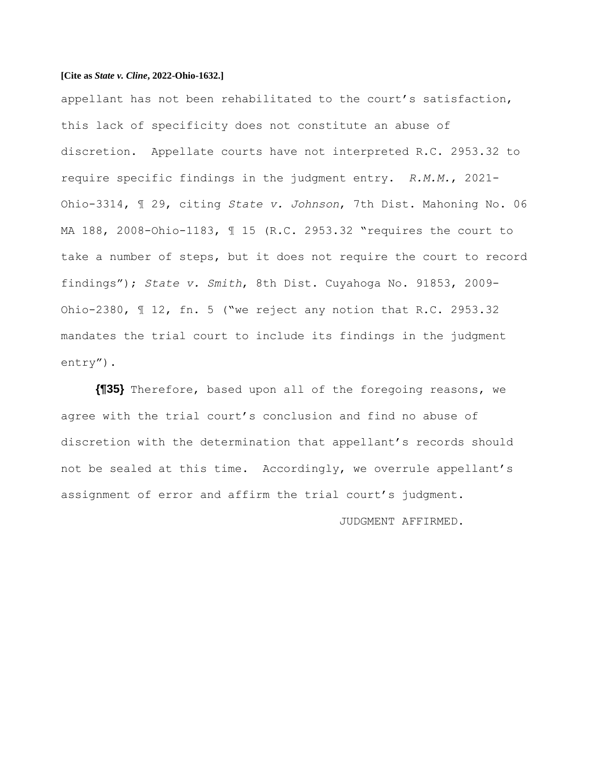appellant has not been rehabilitated to the court's satisfaction, this lack of specificity does not constitute an abuse of discretion. Appellate courts have not interpreted R.C. 2953.32 to require specific findings in the judgment entry. *R.M.M.*, 2021-Ohio-3314, ¶ 29, citing *State v. Johnson*, 7th Dist. Mahoning No. 06 MA 188, 2008-Ohio-1183, ¶ 15 (R.C. 2953.32 "requires the court to take a number of steps, but it does not require the court to record findings"); *State v. Smith*, 8th Dist. Cuyahoga No. 91853, 2009-Ohio-2380, ¶ 12, fn. 5 ("we reject any notion that R.C. 2953.32 mandates the trial court to include its findings in the judgment entry").

**{¶35}** Therefore, based upon all of the foregoing reasons, we agree with the trial court's conclusion and find no abuse of discretion with the determination that appellant's records should not be sealed at this time. Accordingly, we overrule appellant's assignment of error and affirm the trial court's judgment.

JUDGMENT AFFIRMED.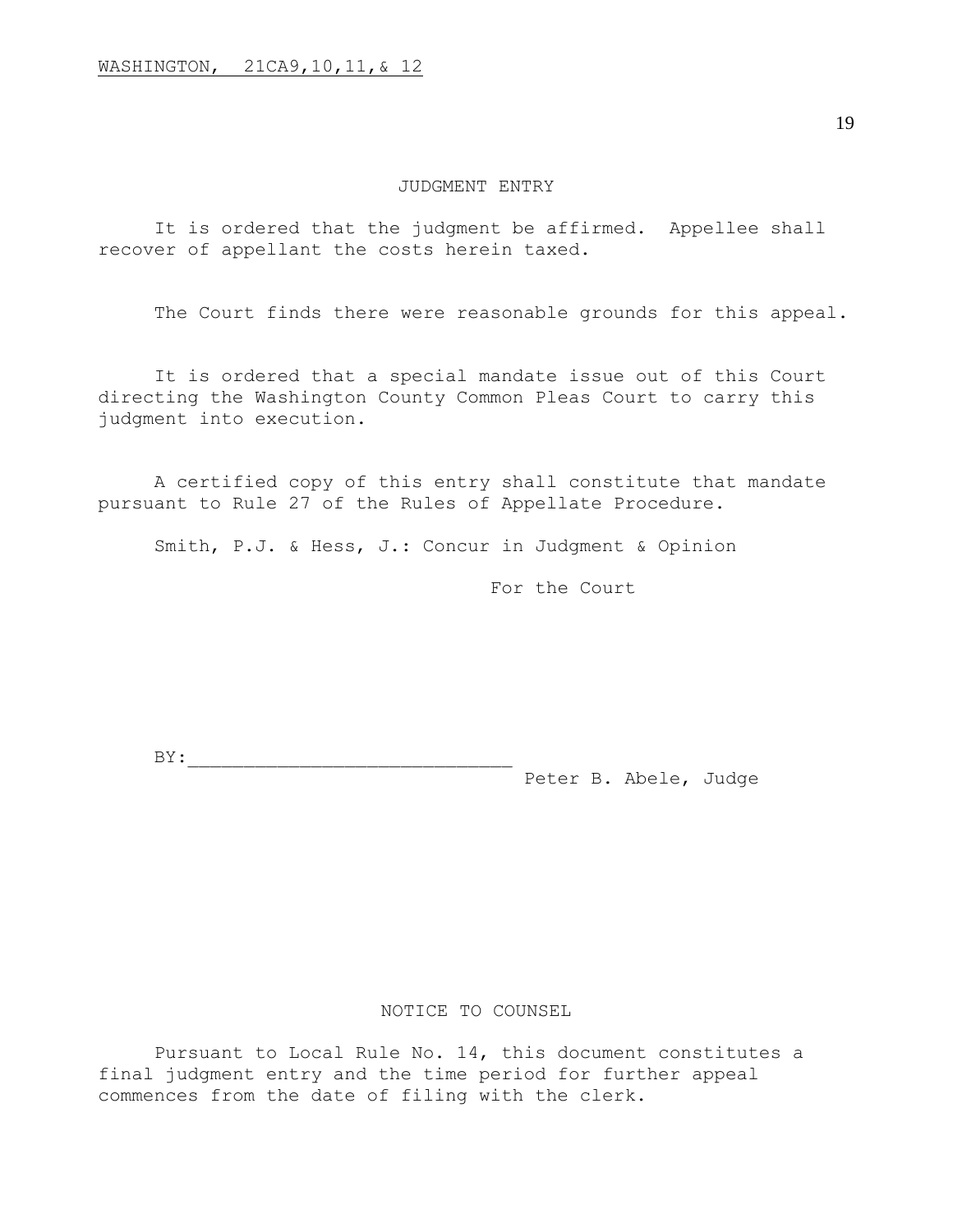## JUDGMENT ENTRY

It is ordered that the judgment be affirmed. Appellee shall recover of appellant the costs herein taxed.

The Court finds there were reasonable grounds for this appeal.

It is ordered that a special mandate issue out of this Court directing the Washington County Common Pleas Court to carry this judgment into execution.

A certified copy of this entry shall constitute that mandate pursuant to Rule 27 of the Rules of Appellate Procedure.

Smith, P.J. & Hess, J.: Concur in Judgment & Opinion

For the Court

BY:\_\_\_\_\_\_\_\_\_\_\_\_\_\_\_\_\_\_\_\_\_\_\_\_\_\_\_\_\_\_

Peter B. Abele, Judge

## NOTICE TO COUNSEL

Pursuant to Local Rule No. 14, this document constitutes a final judgment entry and the time period for further appeal commences from the date of filing with the clerk.